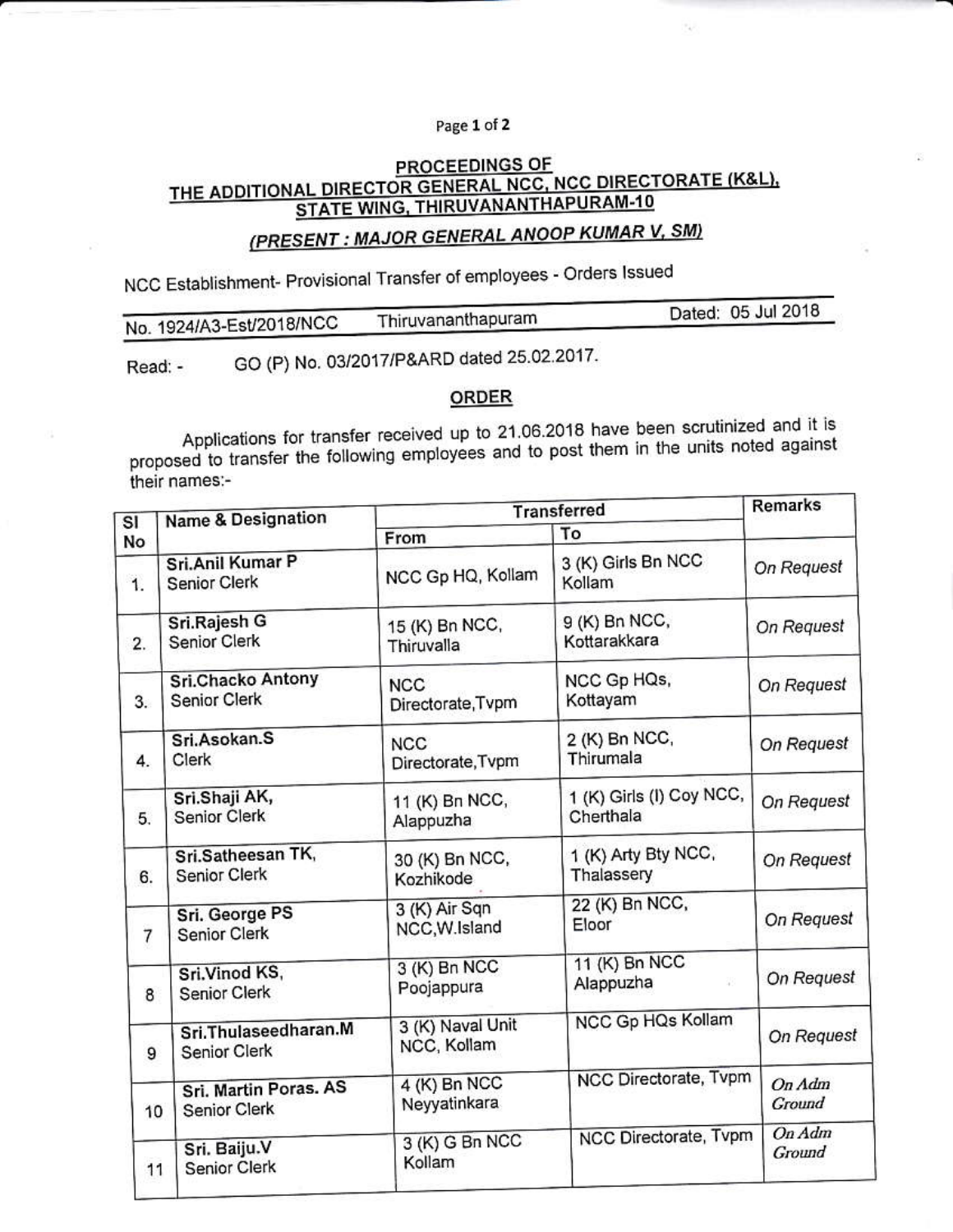## PROCEEDINGS OF
## THE ADDITIONAL DIRECTOR GENERAL NCC, NCC DIRECTORATE (K&L), STATE WING, THIRUVANANTHAPURAM-10

### *(PRESENT : MAJOR GENERAL ANOOP KUMAR V, SM)*

NCC Establishment- Provisional Transfer of employees - Orders Issued

No. 1924/A3-Est/2018/NCC    Thiruvananthapuram    Dated: 05 Jul 2018

Read: - GO (P) No. 03/2017/P&ARD dated 25.02.2017.

**ORDER**

Applications for transfer received up to 21.06.2018 have been scrutinized and it is proposed to transfer the following employees and to post them in the units noted against their names:-

| Sl No | Name & Designation | Transferred | | Remarks |
|---|---|---|---|---|
| | | From | To | |
| 1. | **Sri.Anil Kumar P** Senior Clerk | NCC Gp HQ, Kollam | 3 (K) Girls Bn NCC Kollam | *On Request* |
| 2. | **Sri.Rajesh G** Senior Clerk | 15 (K) Bn NCC, Thiruvalla | 9 (K) Bn NCC, Kottarakkara | *On Request* |
| 3. | **Sri.Chacko Antony** Senior Clerk | NCC Directorate,Tvpm | NCC Gp HQs, Kottayam | *On Request* |
| 4. | **Sri.Asokan.S** Clerk | NCC Directorate,Tvpm | 2 (K) Bn NCC, Thirumala | *On Request* |
| 5. | **Sri.Shaji AK,** Senior Clerk | 11 (K) Bn NCC, Alappuzha | 1 (K) Girls (I) Coy NCC, Cherthala | *On Request* |
| 6. | **Sri.Satheesan TK,** Senior Clerk | 30 (K) Bn NCC, Kozhikode | 1 (K) Arty Bty NCC, Thalassery | *On Request* |
| 7 | **Sri. George PS** Senior Clerk | 3 (K) Air Sqn NCC,W.Island | 22 (K) Bn NCC, Eloor | *On Request* |
| 8 | **Sri.Vinod KS,** Senior Clerk | 3 (K) Bn NCC Poojappura | 11 (K) Bn NCC Alappuzha | *On Request* |
| 9 | **Sri.Thulaseedharan.M** Senior Clerk | 3 (K) Naval Unit NCC, Kollam | NCC Gp HQs Kollam | *On Request* |
| 10 | **Sri. Martin Poras. AS** Senior Clerk | 4 (K) Bn NCC Neyyatinkara | NCC Directorate, Tvpm | *On Adm Ground* |
| 11 | **Sri. Baiju.V** Senior Clerk | 3 (K) G Bn NCC Kollam | NCC Directorate, Tvpm | *On Adm Ground* |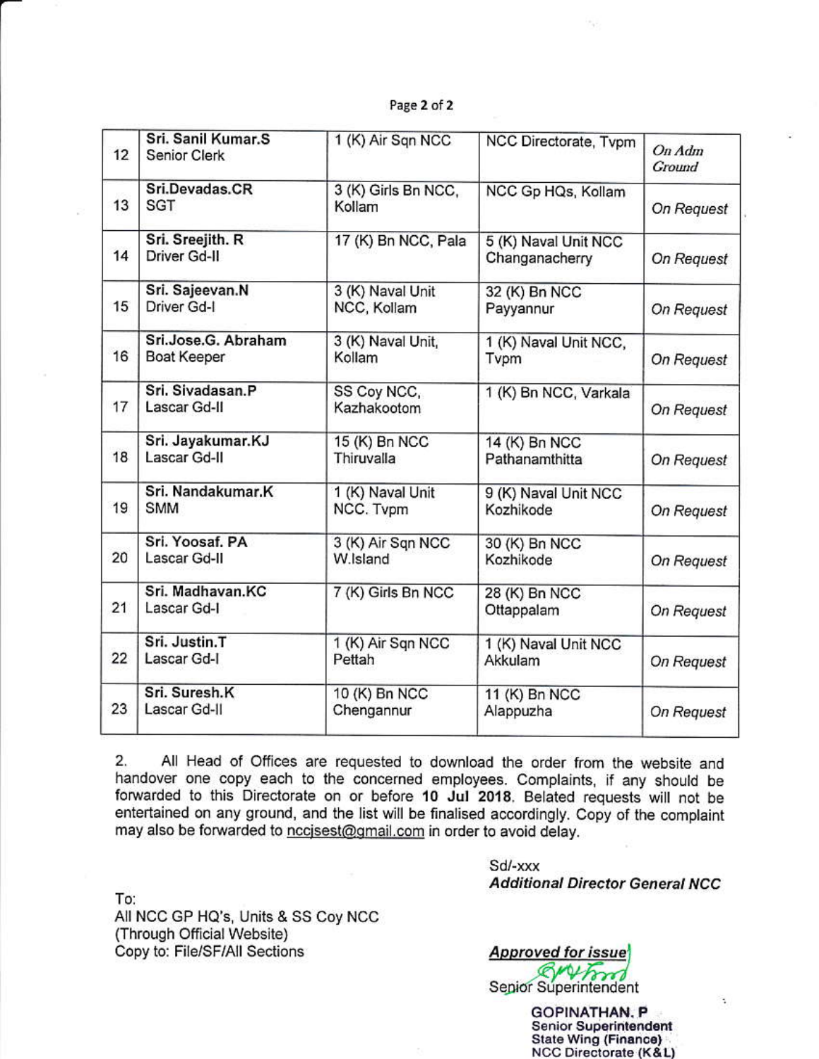| | | | | |
|---|---|---|---|---|
| 12 | **Sri. Sanil Kumar.S**<br>Senior Clerk | 1 (K) Air Sqn NCC | NCC Directorate, Tvpm | *On Adm Ground* |
| 13 | **Sri.Devadas.CR**<br>SGT | 3 (K) Girls Bn NCC, Kollam | NCC Gp HQs, Kollam | *On Request* |
| 14 | **Sri. Sreejith. R**<br>Driver Gd-II | 17 (K) Bn NCC, Pala | 5 (K) Naval Unit NCC Changanacherry | *On Request* |
| 15 | **Sri. Sajeevan.N**<br>Driver Gd-I | 3 (K) Naval Unit NCC, Kollam | 32 (K) Bn NCC Payyannur | *On Request* |
| 16 | **Sri.Jose.G. Abraham**<br>Boat Keeper | 3 (K) Naval Unit, Kollam | 1 (K) Naval Unit NCC, Tvpm | *On Request* |
| 17 | **Sri. Sivadasan.P**<br>Lascar Gd-II | SS Coy NCC, Kazhakootom | 1 (K) Bn NCC, Varkala | *On Request* |
| 18 | **Sri. Jayakumar.KJ**<br>Lascar Gd-II | 15 (K) Bn NCC Thiruvalla | 14 (K) Bn NCC Pathanamthitta | *On Request* |
| 19 | **Sri. Nandakumar.K**<br>SMM | 1 (K) Naval Unit NCC. Tvpm | 9 (K) Naval Unit NCC Kozhikode | *On Request* |
| 20 | **Sri. Yoosaf. PA**<br>Lascar Gd-II | 3 (K) Air Sqn NCC W.Island | 30 (K) Bn NCC Kozhikode | *On Request* |
| 21 | **Sri. Madhavan.KC**<br>Lascar Gd-I | 7 (K) Girls Bn NCC | 28 (K) Bn NCC Ottappalam | *On Request* |
| 22 | **Sri. Justin.T**<br>Lascar Gd-I | 1 (K) Air Sqn NCC Pettah | 1 (K) Naval Unit NCC Akkulam | *On Request* |
| 23 | **Sri. Suresh.K**<br>Lascar Gd-II | 10 (K) Bn NCC Chengannur | 11 (K) Bn NCC Alappuzha | *On Request* |

2. All Head of Offices are requested to download the order from the website and handover one copy each to the concerned employees. Complaints, if any should be forwarded to this Directorate on or before **10 Jul 2018**. Belated requests will not be entertained on any ground, and the list will be finalised accordingly. Copy of the complaint may also be forwarded to nccjsest@gmail.com in order to avoid delay.

Sd/-xxx
***Additional Director General NCC***

To:
All NCC GP HQ's, Units & SS Coy NCC
(Through Official Website)
Copy to: File/SF/All Sections

***Approved for issue***
Senior Superintendent

**GOPINATHAN. P**
**Senior Superintendent**
**State Wing (Finance)**
**NCC Directorate (K&L)**